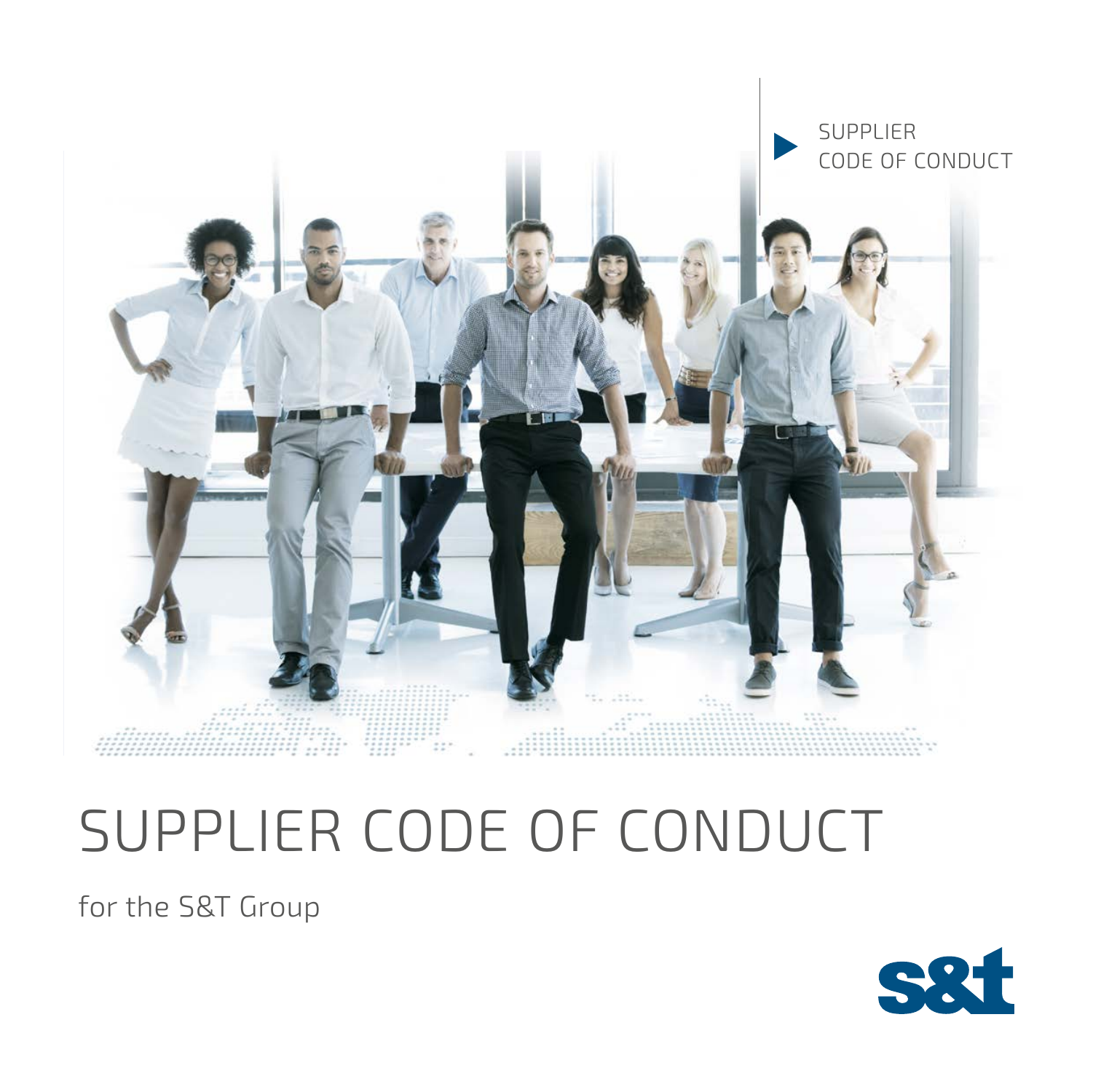SUPPLIER
CODE OF CONDUCT

# SUPPLIER CODE OF CONDUCT

for the S&T Group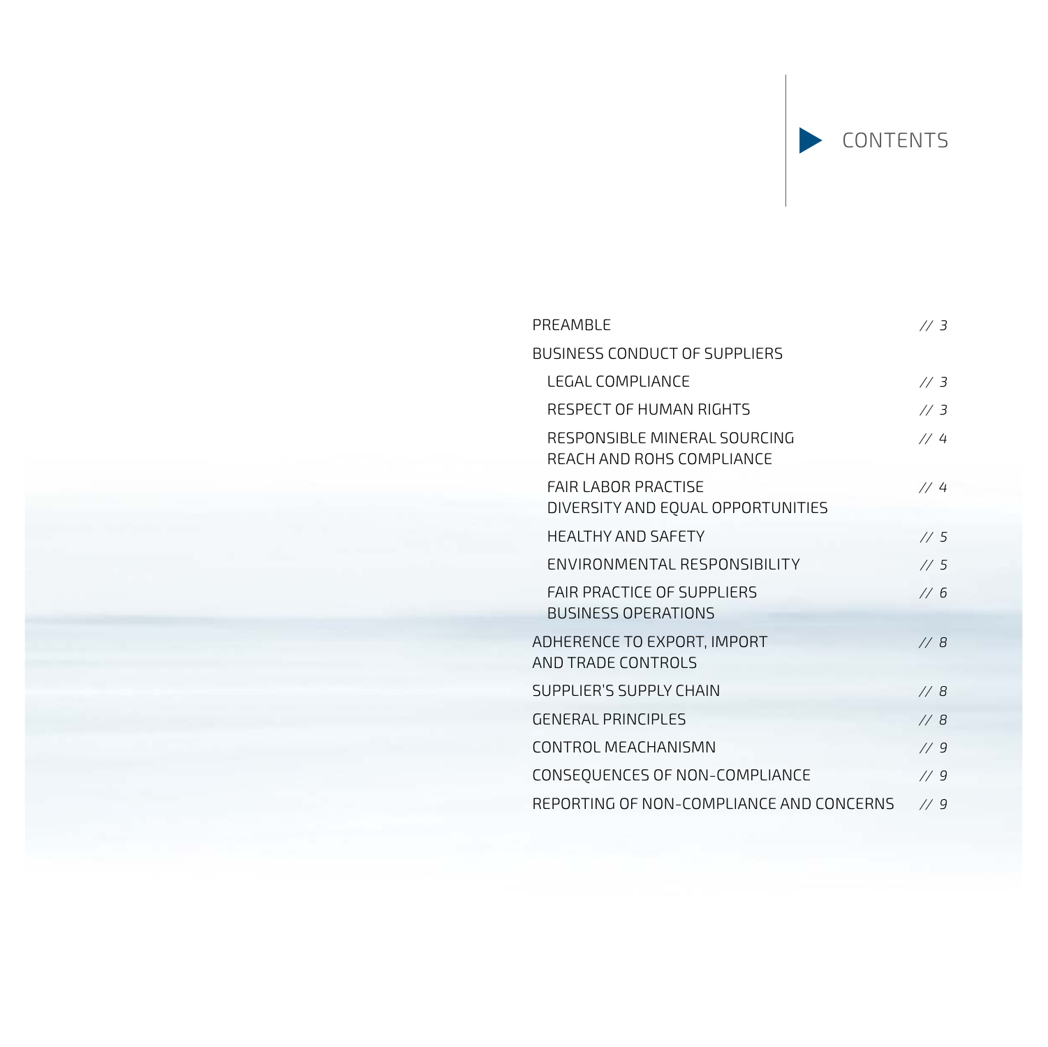# CONTENTS

| | |
|---|---|
| PREAMBLE | // 3 |
| BUSINESS CONDUCT OF SUPPLIERS | |
| LEGAL COMPLIANCE | // 3 |
| RESPECT OF HUMAN RIGHTS | // 3 |
| RESPONSIBLE MINERAL SOURCING REACH AND ROHS COMPLIANCE | // 4 |
| FAIR LABOR PRACTISE DIVERSITY AND EQUAL OPPORTUNITIES | // 4 |
| HEALTHY AND SAFETY | // 5 |
| ENVIRONMENTAL RESPONSIBILITY | // 5 |
| FAIR PRACTICE OF SUPPLIERS BUSINESS OPERATIONS | // 6 |
| ADHERENCE TO EXPORT, IMPORT AND TRADE CONTROLS | // 8 |
| SUPPLIER'S SUPPLY CHAIN | // 8 |
| GENERAL PRINCIPLES | // 8 |
| CONTROL MEACHANISMN | // 9 |
| CONSEQUENCES OF NON-COMPLIANCE | // 9 |
| REPORTING OF NON-COMPLIANCE AND CONCERNS | // 9 |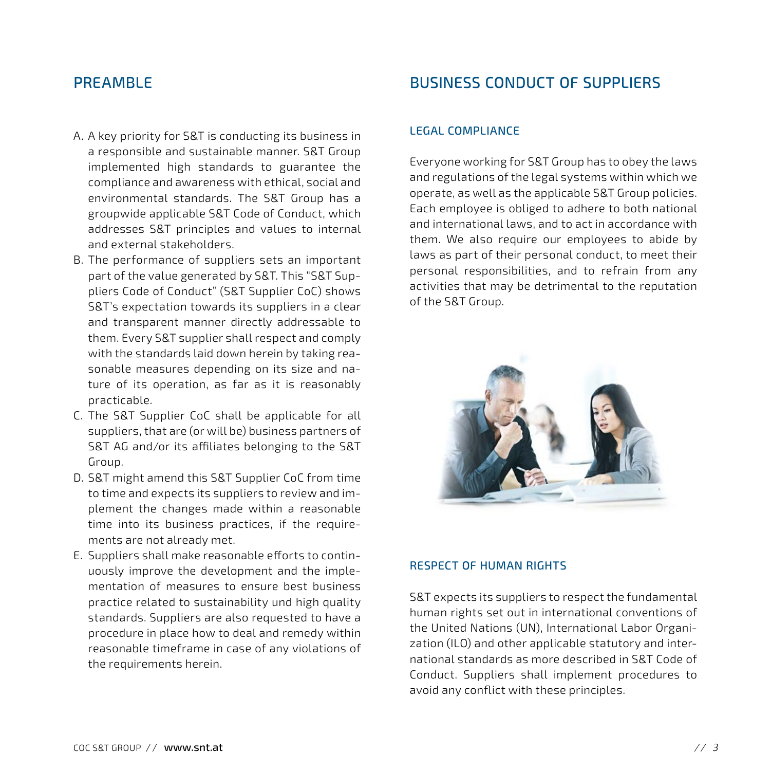## PREAMBLE

A. A key priority for S&T is conducting its business in a responsible and sustainable manner. S&T Group implemented high standards to guarantee the compliance and awareness with ethical, social and environmental standards. The S&T Group has a groupwide applicable S&T Code of Conduct, which addresses S&T principles and values to internal and external stakeholders.

B. The performance of suppliers sets an important part of the value generated by S&T. This "S&T Suppliers Code of Conduct" (S&T Supplier CoC) shows S&T's expectation towards its suppliers in a clear and transparent manner directly addressable to them. Every S&T supplier shall respect and comply with the standards laid down herein by taking reasonable measures depending on its size and nature of its operation, as far as it is reasonably practicable.

C. The S&T Supplier CoC shall be applicable for all suppliers, that are (or will be) business partners of S&T AG and/or its affiliates belonging to the S&T Group.

D. S&T might amend this S&T Supplier CoC from time to time and expects its suppliers to review and implement the changes made within a reasonable time into its business practices, if the requirements are not already met.

E. Suppliers shall make reasonable efforts to continuously improve the development and the implementation of measures to ensure best business practice related to sustainability und high quality standards. Suppliers are also requested to have a procedure in place how to deal and remedy within reasonable timeframe in case of any violations of the requirements herein.

## BUSINESS CONDUCT OF SUPPLIERS

### LEGAL COMPLIANCE

Everyone working for S&T Group has to obey the laws and regulations of the legal systems within which we operate, as well as the applicable S&T Group policies. Each employee is obliged to adhere to both national and international laws, and to act in accordance with them. We also require our employees to abide by laws as part of their personal conduct, to meet their personal responsibilities, and to refrain from any activities that may be detrimental to the reputation of the S&T Group.

### RESPECT OF HUMAN RIGHTS

S&T expects its suppliers to respect the fundamental human rights set out in international conventions of the United Nations (UN), International Labor Organization (ILO) and other applicable statutory and international standards as more described in S&T Code of Conduct. Suppliers shall implement procedures to avoid any conflict with these principles.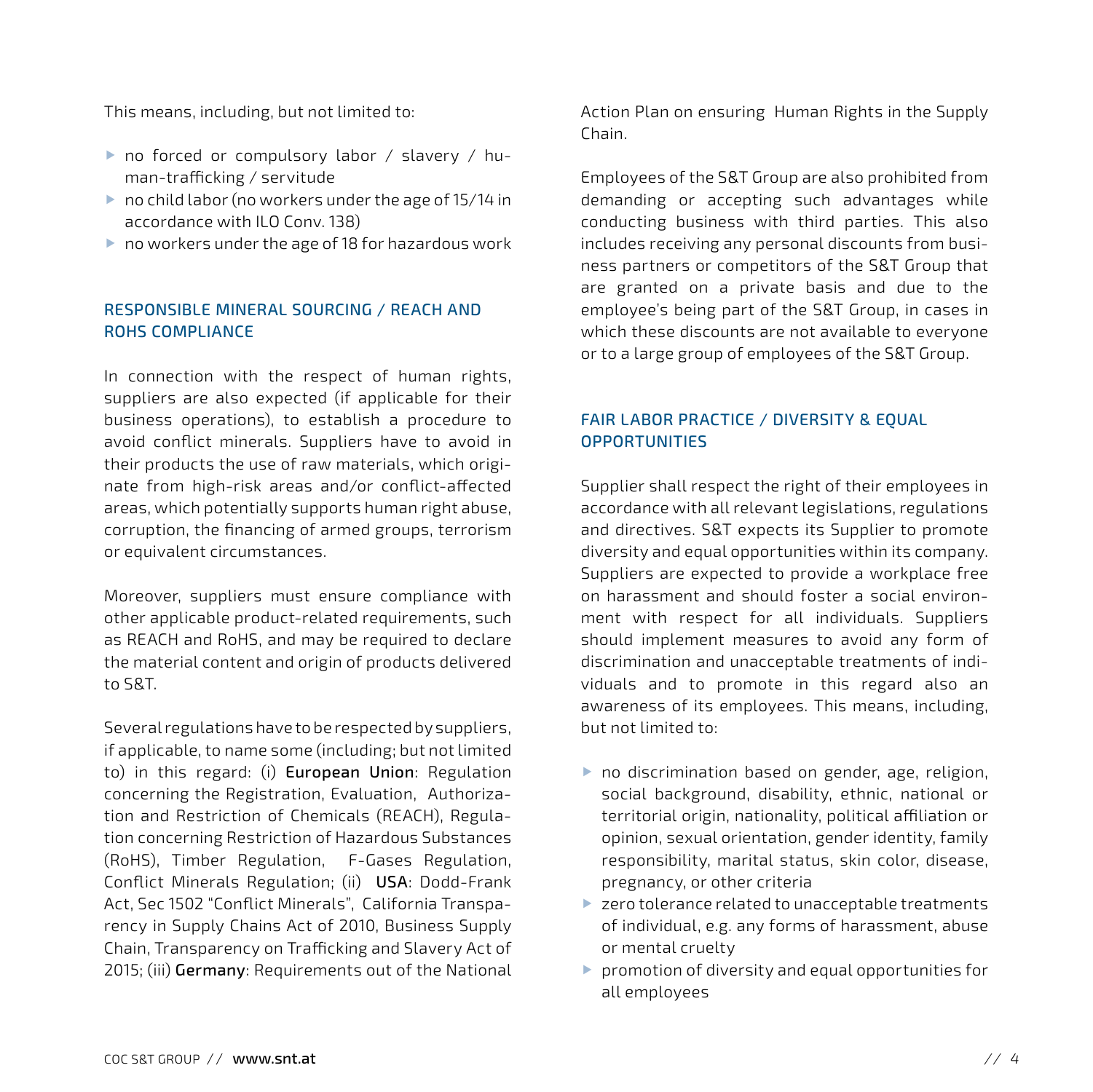This means, including, but not limited to:

- no forced or compulsory labor / slavery / human-trafficking / servitude
- no child labor (no workers under the age of 15/14 in accordance with ILO Conv. 138)
- no workers under the age of 18 for hazardous work

## RESPONSIBLE MINERAL SOURCING / REACH AND ROHS COMPLIANCE

In connection with the respect of human rights, suppliers are also expected (if applicable for their business operations), to establish a procedure to avoid conflict minerals. Suppliers have to avoid in their products the use of raw materials, which originate from high-risk areas and/or conflict-affected areas, which potentially supports human right abuse, corruption, the financing of armed groups, terrorism or equivalent circumstances.

Moreover, suppliers must ensure compliance with other applicable product-related requirements, such as REACH and RoHS, and may be required to declare the material content and origin of products delivered to S&T.

Several regulations have to be respected by suppliers, if applicable, to name some (including; but not limited to) in this regard: (i) **European Union**: Regulation concerning the Registration, Evaluation, Authorization and Restriction of Chemicals (REACH), Regulation concerning Restriction of Hazardous Substances (RoHS), Timber Regulation, F-Gases Regulation, Conflict Minerals Regulation; (ii) **USA**: Dodd-Frank Act, Sec 1502 "Conflict Minerals", California Transparency in Supply Chains Act of 2010, Business Supply Chain, Transparency on Trafficking and Slavery Act of 2015; (iii) **Germany**: Requirements out of the National Action Plan on ensuring Human Rights in the Supply Chain.

Employees of the S&T Group are also prohibited from demanding or accepting such advantages while conducting business with third parties. This also includes receiving any personal discounts from business partners or competitors of the S&T Group that are granted on a private basis and due to the employee's being part of the S&T Group, in cases in which these discounts are not available to everyone or to a large group of employees of the S&T Group.

## FAIR LABOR PRACTICE / DIVERSITY & EQUAL OPPORTUNITIES

Supplier shall respect the right of their employees in accordance with all relevant legislations, regulations and directives. S&T expects its Supplier to promote diversity and equal opportunities within its company. Suppliers are expected to provide a workplace free on harassment and should foster a social environment with respect for all individuals. Suppliers should implement measures to avoid any form of discrimination and unacceptable treatments of individuals and to promote in this regard also an awareness of its employees. This means, including, but not limited to:

- no discrimination based on gender, age, religion, social background, disability, ethnic, national or territorial origin, nationality, political affiliation or opinion, sexual orientation, gender identity, family responsibility, marital status, skin color, disease, pregnancy, or other criteria
- zero tolerance related to unacceptable treatments of individual, e.g. any forms of harassment, abuse or mental cruelty
- promotion of diversity and equal opportunities for all employees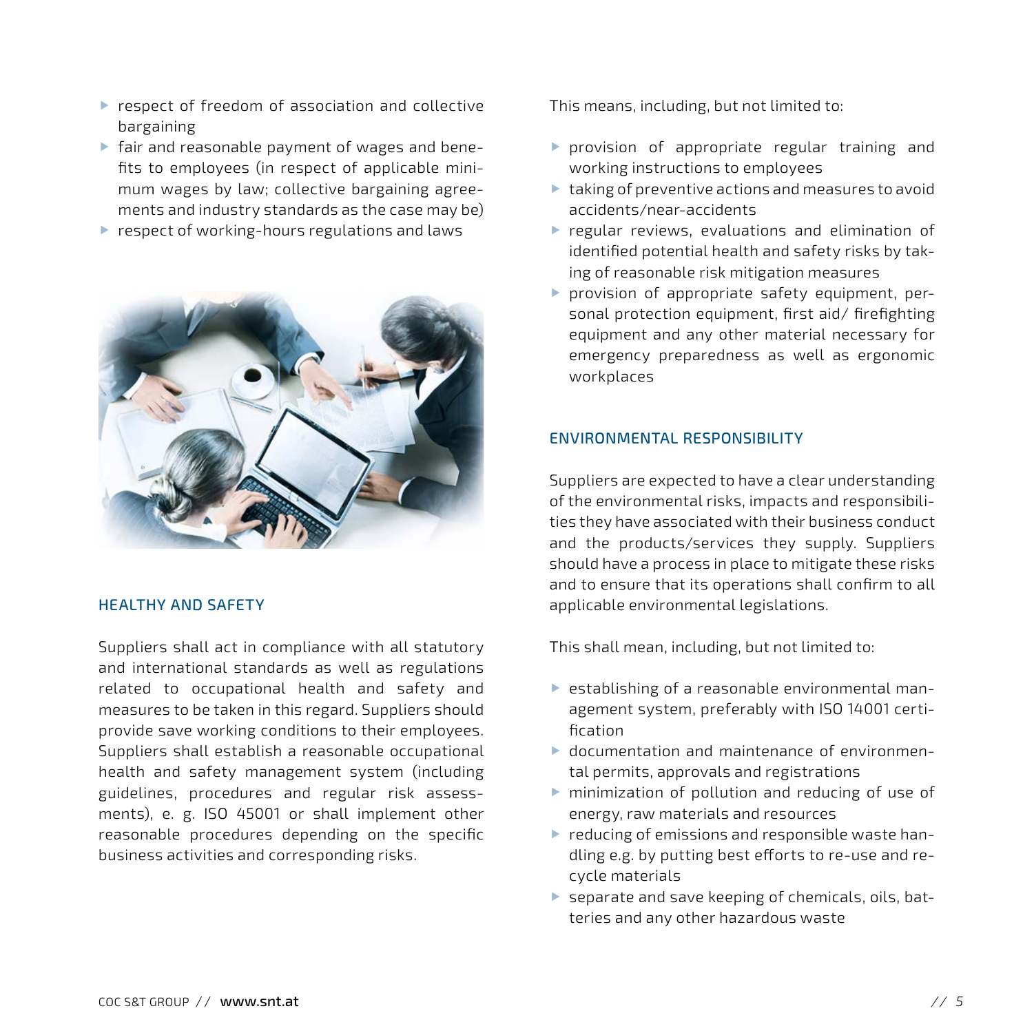- respect of freedom of association and collective bargaining
- fair and reasonable payment of wages and benefits to employees (in respect of applicable minimum wages by law; collective bargaining agreements and industry standards as the case may be)
- respect of working-hours regulations and laws

## HEALTHY AND SAFETY

Suppliers shall act in compliance with all statutory and international standards as well as regulations related to occupational health and safety and measures to be taken in this regard. Suppliers should provide save working conditions to their employees. Suppliers shall establish a reasonable occupational health and safety management system (including guidelines, procedures and regular risk assessments), e. g. ISO 45001 or shall implement other reasonable procedures depending on the specific business activities and corresponding risks.

This means, including, but not limited to:

- provision of appropriate regular training and working instructions to employees
- taking of preventive actions and measures to avoid accidents/near-accidents
- regular reviews, evaluations and elimination of identified potential health and safety risks by taking of reasonable risk mitigation measures
- provision of appropriate safety equipment, personal protection equipment, first aid/ firefighting equipment and any other material necessary for emergency preparedness as well as ergonomic workplaces

## ENVIRONMENTAL RESPONSIBILITY

Suppliers are expected to have a clear understanding of the environmental risks, impacts and responsibilities they have associated with their business conduct and the products/services they supply. Suppliers should have a process in place to mitigate these risks and to ensure that its operations shall confirm to all applicable environmental legislations.

This shall mean, including, but not limited to:

- establishing of a reasonable environmental management system, preferably with ISO 14001 certification
- documentation and maintenance of environmental permits, approvals and registrations
- minimization of pollution and reducing of use of energy, raw materials and resources
- reducing of emissions and responsible waste handling e.g. by putting best efforts to re-use and recycle materials
- separate and save keeping of chemicals, oils, batteries and any other hazardous waste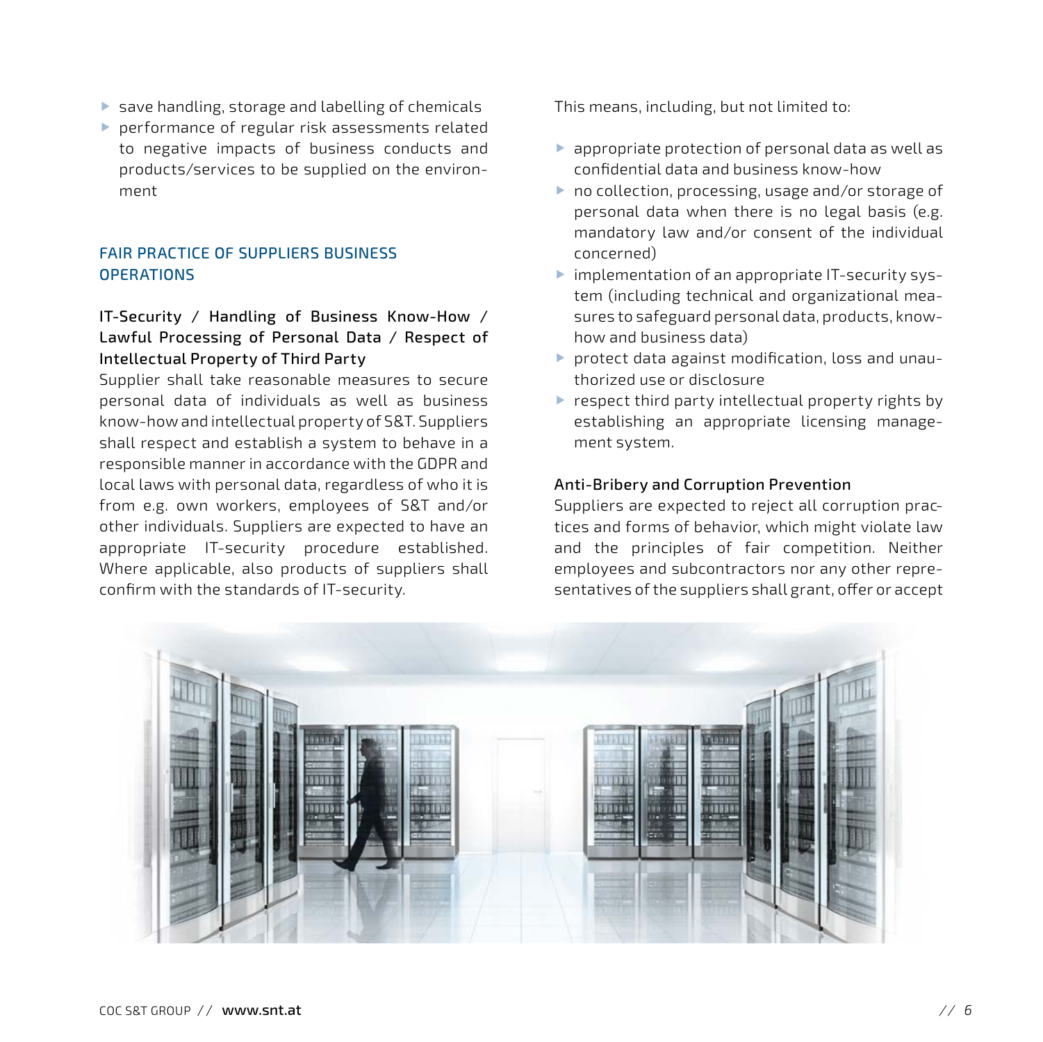- save handling, storage and labelling of chemicals
- performance of regular risk assessments related to negative impacts of business conducts and products/services to be supplied on the environment

## FAIR PRACTICE OF SUPPLIERS BUSINESS OPERATIONS

### IT-Security / Handling of Business Know-How / Lawful Processing of Personal Data / Respect of Intellectual Property of Third Party

Supplier shall take reasonable measures to secure personal data of individuals as well as business know-how and intellectual property of S&T. Suppliers shall respect and establish a system to behave in a responsible manner in accordance with the GDPR and local laws with personal data, regardless of who it is from e.g. own workers, employees of S&T and/or other individuals. Suppliers are expected to have an appropriate IT-security procedure established. Where applicable, also products of suppliers shall confirm with the standards of IT-security.

This means, including, but not limited to:

- appropriate protection of personal data as well as confidential data and business know-how
- no collection, processing, usage and/or storage of personal data when there is no legal basis (e.g. mandatory law and/or consent of the individual concerned)
- implementation of an appropriate IT-security system (including technical and organizational measures to safeguard personal data, products, know-how and business data)
- protect data against modification, loss and unauthorized use or disclosure
- respect third party intellectual property rights by establishing an appropriate licensing management system.

### Anti-Bribery and Corruption Prevention

Suppliers are expected to reject all corruption practices and forms of behavior, which might violate law and the principles of fair competition. Neither employees and subcontractors nor any other representatives of the suppliers shall grant, offer or accept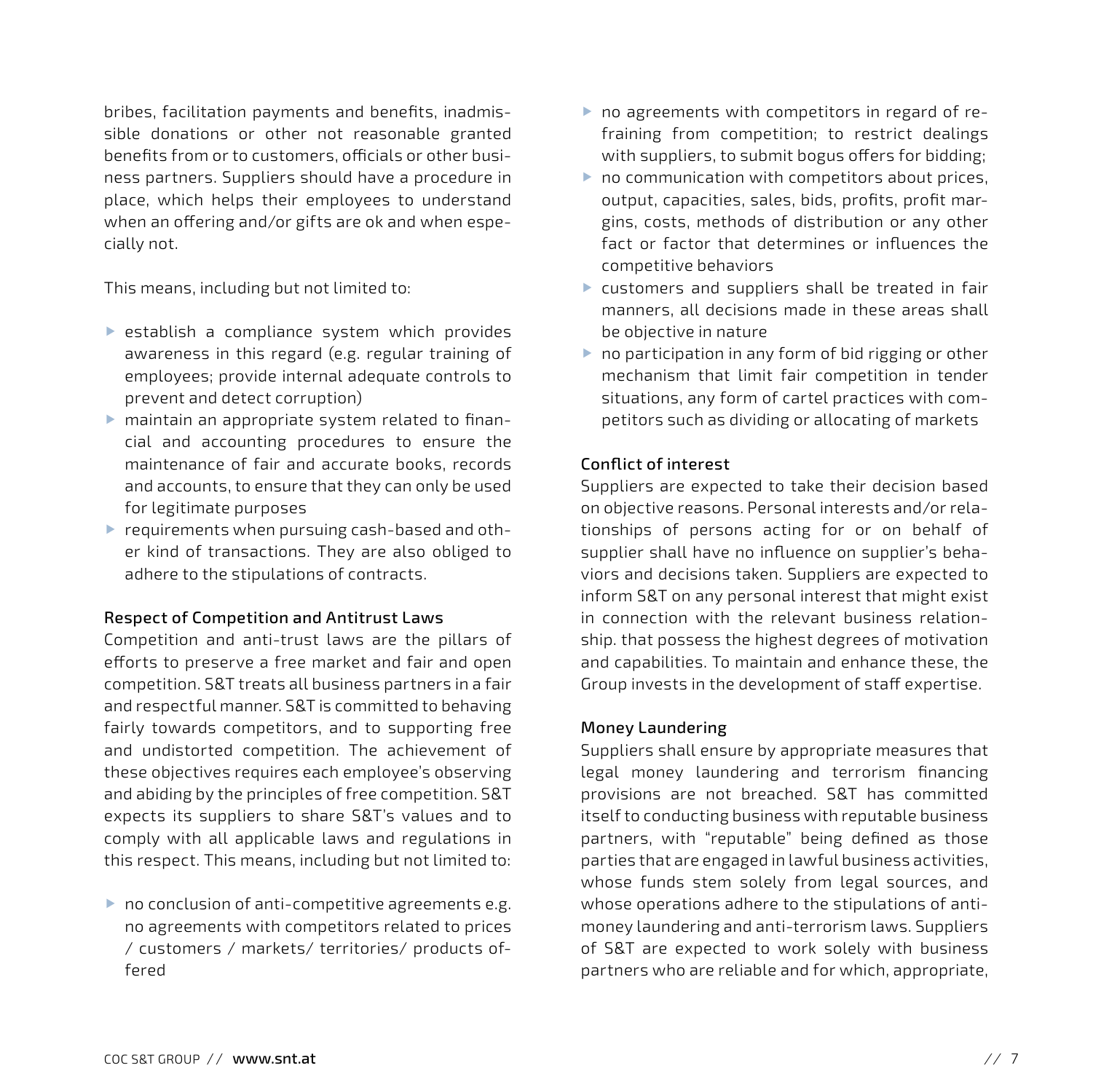bribes, facilitation payments and benefits, inadmissible donations or other not reasonable granted benefits from or to customers, officials or other business partners. Suppliers should have a procedure in place, which helps their employees to understand when an offering and/or gifts are ok and when especially not.

This means, including but not limited to:

- establish a compliance system which provides awareness in this regard (e.g. regular training of employees; provide internal adequate controls to prevent and detect corruption)
- maintain an appropriate system related to financial and accounting procedures to ensure the maintenance of fair and accurate books, records and accounts, to ensure that they can only be used for legitimate purposes
- requirements when pursuing cash-based and other kind of transactions. They are also obliged to adhere to the stipulations of contracts.

### Respect of Competition and Antitrust Laws

Competition and anti-trust laws are the pillars of efforts to preserve a free market and fair and open competition. S&T treats all business partners in a fair and respectful manner. S&T is committed to behaving fairly towards competitors, and to supporting free and undistorted competition. The achievement of these objectives requires each employee's observing and abiding by the principles of free competition. S&T expects its suppliers to share S&T's values and to comply with all applicable laws and regulations in this respect. This means, including but not limited to:

- no conclusion of anti-competitive agreements e.g. no agreements with competitors related to prices / customers / markets/ territories/ products offered
- no agreements with competitors in regard of refraining from competition; to restrict dealings with suppliers, to submit bogus offers for bidding;
- no communication with competitors about prices, output, capacities, sales, bids, profits, profit margins, costs, methods of distribution or any other fact or factor that determines or influences the competitive behaviors
- customers and suppliers shall be treated in fair manners, all decisions made in these areas shall be objective in nature
- no participation in any form of bid rigging or other mechanism that limit fair competition in tender situations, any form of cartel practices with competitors such as dividing or allocating of markets

### Conflict of interest

Suppliers are expected to take their decision based on objective reasons. Personal interests and/or relationships of persons acting for or on behalf of supplier shall have no influence on supplier's behaviors and decisions taken. Suppliers are expected to inform S&T on any personal interest that might exist in connection with the relevant business relationship. that possess the highest degrees of motivation and capabilities. To maintain and enhance these, the Group invests in the development of staff expertise.

### Money Laundering

Suppliers shall ensure by appropriate measures that legal money laundering and terrorism financing provisions are not breached. S&T has committed itself to conducting business with reputable business partners, with "reputable" being defined as those parties that are engaged in lawful business activities, whose funds stem solely from legal sources, and whose operations adhere to the stipulations of anti-money laundering and anti-terrorism laws. Suppliers of S&T are expected to work solely with business partners who are reliable and for which, appropriate,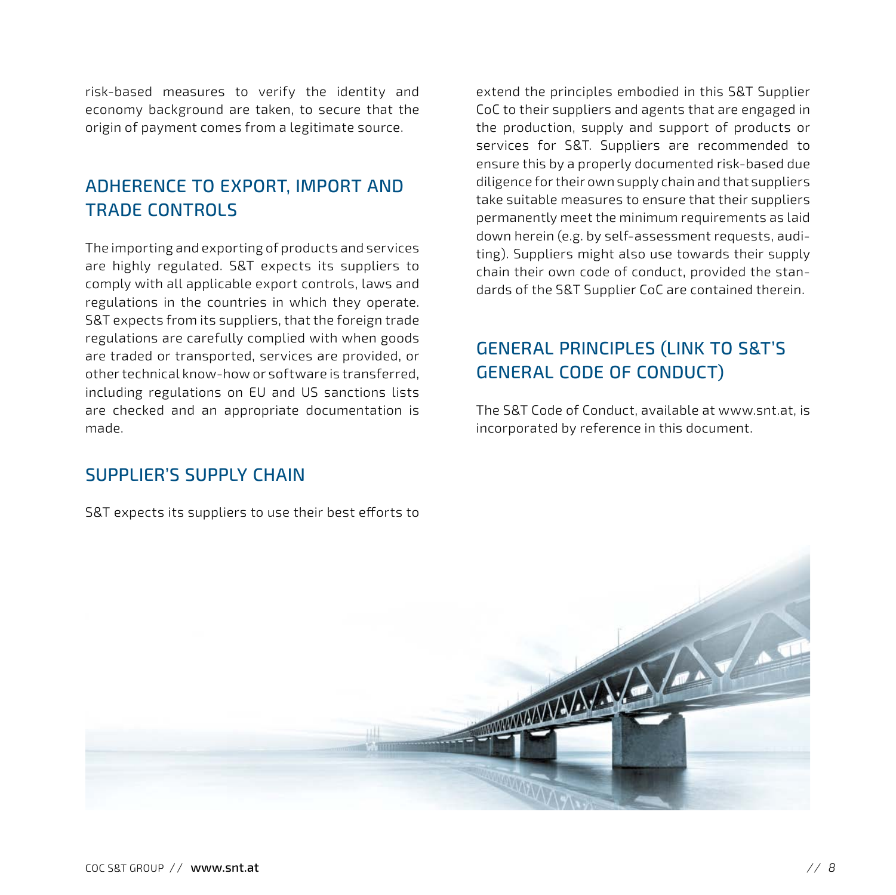risk-based measures to verify the identity and economy background are taken, to secure that the origin of payment comes from a legitimate source.

## ADHERENCE TO EXPORT, IMPORT AND TRADE CONTROLS

The importing and exporting of products and services are highly regulated. S&T expects its suppliers to comply with all applicable export controls, laws and regulations in the countries in which they operate. S&T expects from its suppliers, that the foreign trade regulations are carefully complied with when goods are traded or transported, services are provided, or other technical know-how or software is transferred, including regulations on EU and US sanctions lists are checked and an appropriate documentation is made.

## SUPPLIER'S SUPPLY CHAIN

S&T expects its suppliers to use their best efforts to extend the principles embodied in this S&T Supplier CoC to their suppliers and agents that are engaged in the production, supply and support of products or services for S&T. Suppliers are recommended to ensure this by a properly documented risk-based due diligence for their own supply chain and that suppliers take suitable measures to ensure that their suppliers permanently meet the minimum requirements as laid down herein (e.g. by self-assessment requests, auditing). Suppliers might also use towards their supply chain their own code of conduct, provided the standards of the S&T Supplier CoC are contained therein.

## GENERAL PRINCIPLES (LINK TO S&T'S GENERAL CODE OF CONDUCT)

The S&T Code of Conduct, available at www.snt.at, is incorporated by reference in this document.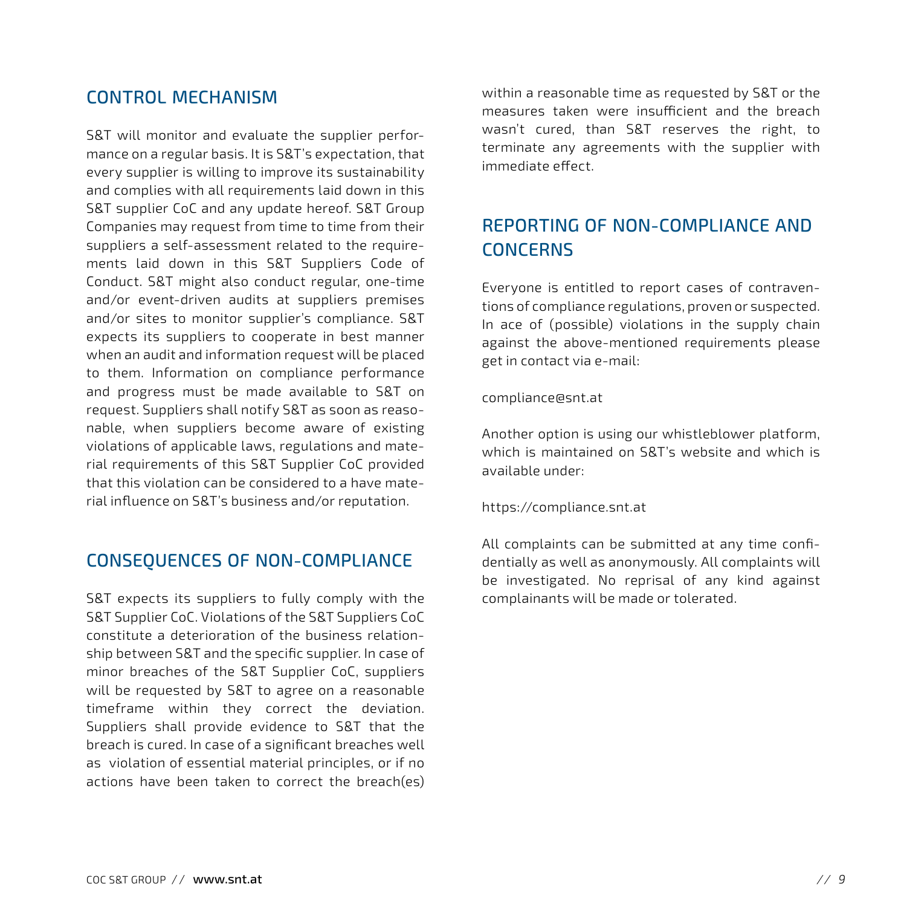## CONTROL MECHANISM

S&T will monitor and evaluate the supplier performance on a regular basis. It is S&T's expectation, that every supplier is willing to improve its sustainability and complies with all requirements laid down in this S&T supplier CoC and any update hereof. S&T Group Companies may request from time to time from their suppliers a self-assessment related to the requirements laid down in this S&T Suppliers Code of Conduct. S&T might also conduct regular, one-time and/or event-driven audits at suppliers premises and/or sites to monitor supplier's compliance. S&T expects its suppliers to cooperate in best manner when an audit and information request will be placed to them. Information on compliance performance and progress must be made available to S&T on request. Suppliers shall notify S&T as soon as reasonable, when suppliers become aware of existing violations of applicable laws, regulations and material requirements of this S&T Supplier CoC provided that this violation can be considered to a have material influence on S&T's business and/or reputation.

## CONSEQUENCES OF NON-COMPLIANCE

S&T expects its suppliers to fully comply with the S&T Supplier CoC. Violations of the S&T Suppliers CoC constitute a deterioration of the business relationship between S&T and the specific supplier. In case of minor breaches of the S&T Supplier CoC, suppliers will be requested by S&T to agree on a reasonable timeframe within they correct the deviation. Suppliers shall provide evidence to S&T that the breach is cured. In case of a significant breaches well as violation of essential material principles, or if no actions have been taken to correct the breach(es) within a reasonable time as requested by S&T or the measures taken were insufficient and the breach wasn't cured, than S&T reserves the right, to terminate any agreements with the supplier with immediate effect.

## REPORTING OF NON-COMPLIANCE AND CONCERNS

Everyone is entitled to report cases of contraventions of compliance regulations, proven or suspected. In ace of (possible) violations in the supply chain against the above-mentioned requirements please get in contact via e-mail:

compliance@snt.at

Another option is using our whistleblower platform, which is maintained on S&T's website and which is available under:

https://compliance.snt.at

All complaints can be submitted at any time confidentially as well as anonymously. All complaints will be investigated. No reprisal of any kind against complainants will be made or tolerated.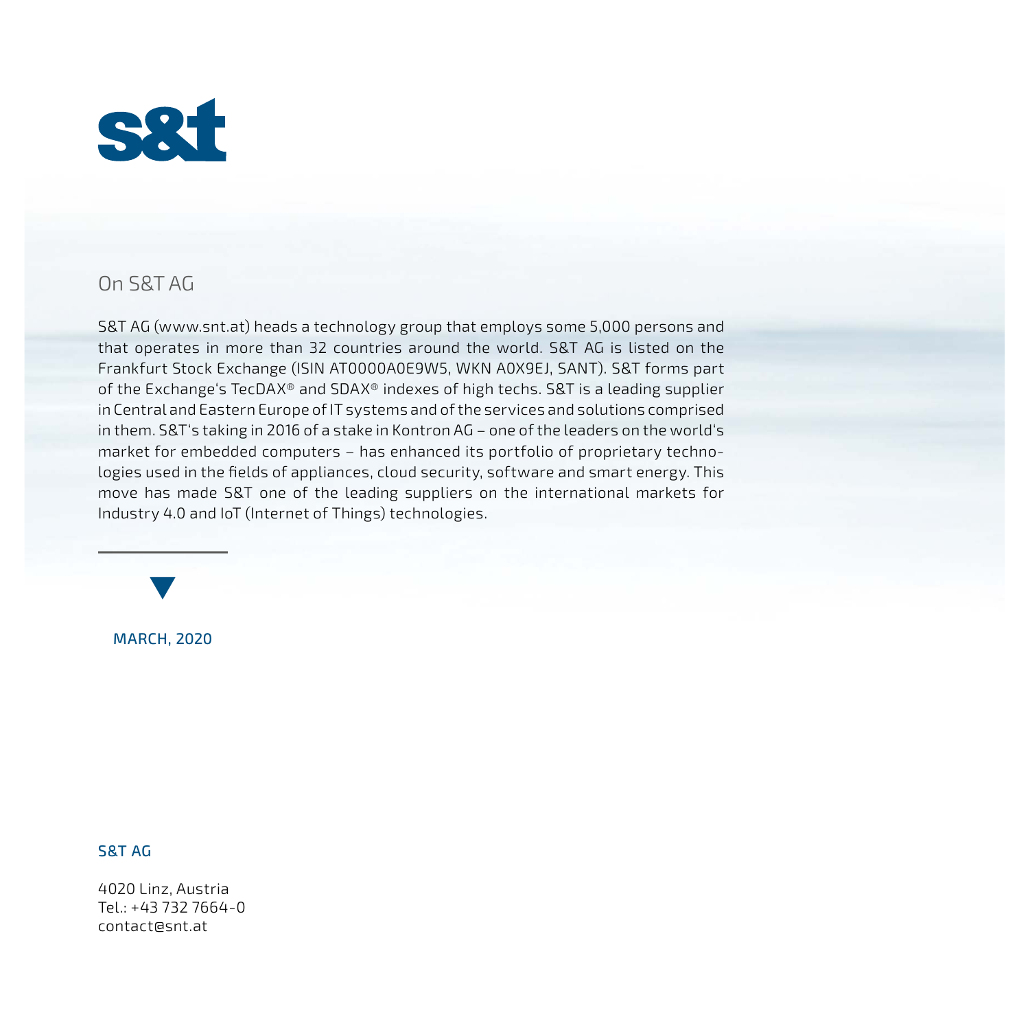## On S&T AG

S&T AG (www.snt.at) heads a technology group that employs some 5,000 persons and that operates in more than 32 countries around the world. S&T AG is listed on the Frankfurt Stock Exchange (ISIN AT0000A0E9W5, WKN A0X9EJ, SANT). S&T forms part of the Exchange's TecDAX® and SDAX® indexes of high techs. S&T is a leading supplier in Central and Eastern Europe of IT systems and of the services and solutions comprised in them. S&T's taking in 2016 of a stake in Kontron AG – one of the leaders on the world's market for embedded computers – has enhanced its portfolio of proprietary technologies used in the fields of appliances, cloud security, software and smart energy. This move has made S&T one of the leading suppliers on the international markets for Industry 4.0 and IoT (Internet of Things) technologies.

MARCH, 2020

**S&T AG**

4020 Linz, Austria
Tel.: +43 732 7664-0
contact@snt.at